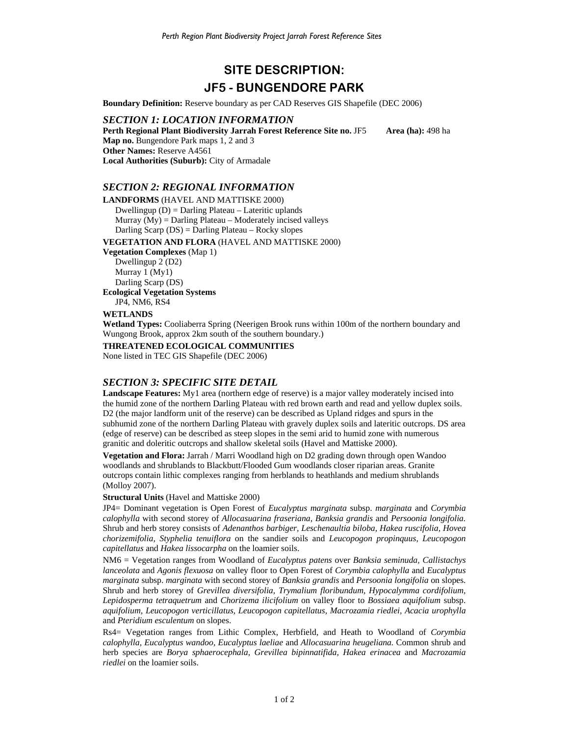# SITE DESCRIPTION:
# JF5 - BUNGENDORE PARK

**Boundary Definition:** Reserve boundary as per CAD Reserves GIS Shapefile (DEC 2006)

## *SECTION 1: LOCATION INFORMATION*

**Perth Regional Plant Biodiversity Jarrah Forest Reference Site no.** JF5 **Area (ha):** 498 ha
**Map no.** Bungendore Park maps 1, 2 and 3
**Other Names:** Reserve A4561
**Local Authorities (Suburb):** City of Armadale

## *SECTION 2: REGIONAL INFORMATION*

**LANDFORMS** (HAVEL AND MATTISKE 2000)

Dwellingup (D) = Darling Plateau – Lateritic uplands
Murray (My) = Darling Plateau – Moderately incised valleys
Darling Scarp (DS) = Darling Plateau – Rocky slopes

**VEGETATION AND FLORA** (HAVEL AND MATTISKE 2000)

**Vegetation Complexes** (Map 1)

Dwellingup 2 (D2)
Murray 1 (My1)
Darling Scarp (DS)

**Ecological Vegetation Systems**

JP4, NM6, RS4

**WETLANDS**

**Wetland Types:** Cooliaberra Spring (Neerigen Brook runs within 100m of the northern boundary and Wungong Brook, approx 2km south of the southern boundary.)

**THREATENED ECOLOGICAL COMMUNITIES**

None listed in TEC GIS Shapefile (DEC 2006)

## *SECTION 3: SPECIFIC SITE DETAIL*

**Landscape Features:** My1 area (northern edge of reserve) is a major valley moderately incised into the humid zone of the northern Darling Plateau with red brown earth and read and yellow duplex soils. D2 (the major landform unit of the reserve) can be described as Upland ridges and spurs in the subhumid zone of the northern Darling Plateau with gravely duplex soils and lateritic outcrops. DS area (edge of reserve) can be described as steep slopes in the semi arid to humid zone with numerous granitic and doleritic outcrops and shallow skeletal soils (Havel and Mattiske 2000).

**Vegetation and Flora:** Jarrah / Marri Woodland high on D2 grading down through open Wandoo woodlands and shrublands to Blackbutt/Flooded Gum woodlands closer riparian areas. Granite outcrops contain lithic complexes ranging from herblands to heathlands and medium shrublands (Molloy 2007).

**Structural Units** (Havel and Mattiske 2000)

JP4= Dominant vegetation is Open Forest of *Eucalyptus marginata* subsp. *marginata* and *Corymbia calophylla* with second storey of *Allocasuarina fraseriana, Banksia grandis* and *Persoonia longifolia.* Shrub and herb storey consists of *Adenanthos barbiger, Leschenaultia biloba, Hakea ruscifolia, Hovea chorizemifolia, Styphelia tenuiflora* on the sandier soils and *Leucopogon propinquus, Leucopogon capitellatus* and *Hakea lissocarpha* on the loamier soils.

NM6 = Vegetation ranges from Woodland of *Eucalyptus patens* over *Banksia seminuda, Callistachys lanceolata* and *Agonis flexuosa* on valley floor to Open Forest of *Corymbia calophylla* and *Eucalyptus marginata* subsp. *marginata* with second storey of *Banksia grandis* and *Persoonia longifolia* on slopes. Shrub and herb storey of *Grevillea diversifolia, Trymalium floribundum, Hypocalymma cordifolium, Lepidosperma tetraquetrum* and *Chorizema ilicifolium* on valley floor to *Bossiaea aquifolium* subsp. *aquifolium, Leucopogon verticillatus, Leucopogon capitellatus, Macrozamia riedlei, Acacia urophylla* and *Pteridium esculentum* on slopes.

Rs4= Vegetation ranges from Lithic Complex, Herbfield, and Heath to Woodland of *Corymbia calophylla, Eucalyptus wandoo, Eucalyptus laeliae* and *Allocasuarina heugeliana.* Common shrub and herb species are *Borya sphaerocephala, Grevillea bipinnatifida, Hakea erinacea* and *Macrozamia riedlei* on the loamier soils.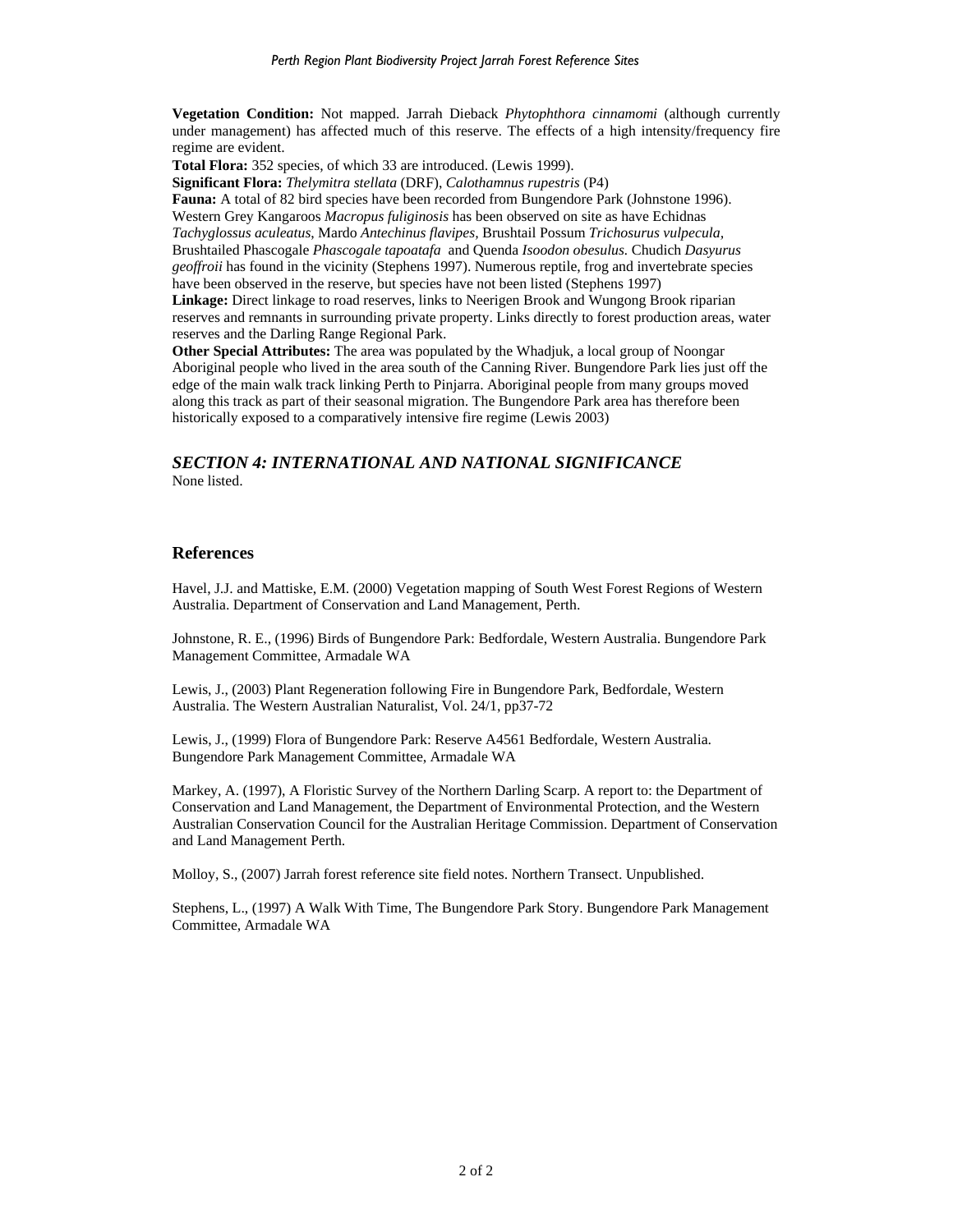**Vegetation Condition:** Not mapped. Jarrah Dieback *Phytophthora cinnamomi* (although currently under management) has affected much of this reserve. The effects of a high intensity/frequency fire regime are evident.

**Total Flora:** 352 species, of which 33 are introduced. (Lewis 1999).

**Significant Flora:** *Thelymitra stellata* (DRF), *Calothamnus rupestris* (P4)

**Fauna:** A total of 82 bird species have been recorded from Bungendore Park (Johnstone 1996). Western Grey Kangaroos *Macropus fuliginosis* has been observed on site as have Echidnas *Tachyglossus aculeatus*, Mardo *Antechinus flavipes,* Brushtail Possum *Trichosurus vulpecula,* Brushtailed Phascogale *Phascogale tapoatafa* and Quenda *Isoodon obesulus.* Chudich *Dasyurus geoffroii* has found in the vicinity (Stephens 1997). Numerous reptile, frog and invertebrate species have been observed in the reserve, but species have not been listed (Stephens 1997)

**Linkage:** Direct linkage to road reserves, links to Neerigen Brook and Wungong Brook riparian reserves and remnants in surrounding private property. Links directly to forest production areas, water reserves and the Darling Range Regional Park.

**Other Special Attributes:** The area was populated by the Whadjuk, a local group of Noongar Aboriginal people who lived in the area south of the Canning River. Bungendore Park lies just off the edge of the main walk track linking Perth to Pinjarra. Aboriginal people from many groups moved along this track as part of their seasonal migration. The Bungendore Park area has therefore been historically exposed to a comparatively intensive fire regime (Lewis 2003)

## *SECTION 4: INTERNATIONAL AND NATIONAL SIGNIFICANCE*

None listed.

## References

Havel, J.J. and Mattiske, E.M. (2000) Vegetation mapping of South West Forest Regions of Western Australia. Department of Conservation and Land Management, Perth.

Johnstone, R. E., (1996) Birds of Bungendore Park: Bedfordale, Western Australia. Bungendore Park Management Committee, Armadale WA

Lewis, J., (2003) Plant Regeneration following Fire in Bungendore Park, Bedfordale, Western Australia. The Western Australian Naturalist, Vol. 24/1, pp37-72

Lewis, J., (1999) Flora of Bungendore Park: Reserve A4561 Bedfordale, Western Australia. Bungendore Park Management Committee, Armadale WA

Markey, A. (1997), A Floristic Survey of the Northern Darling Scarp. A report to: the Department of Conservation and Land Management, the Department of Environmental Protection, and the Western Australian Conservation Council for the Australian Heritage Commission. Department of Conservation and Land Management Perth.

Molloy, S., (2007) Jarrah forest reference site field notes. Northern Transect. Unpublished.

Stephens, L., (1997) A Walk With Time, The Bungendore Park Story. Bungendore Park Management Committee, Armadale WA